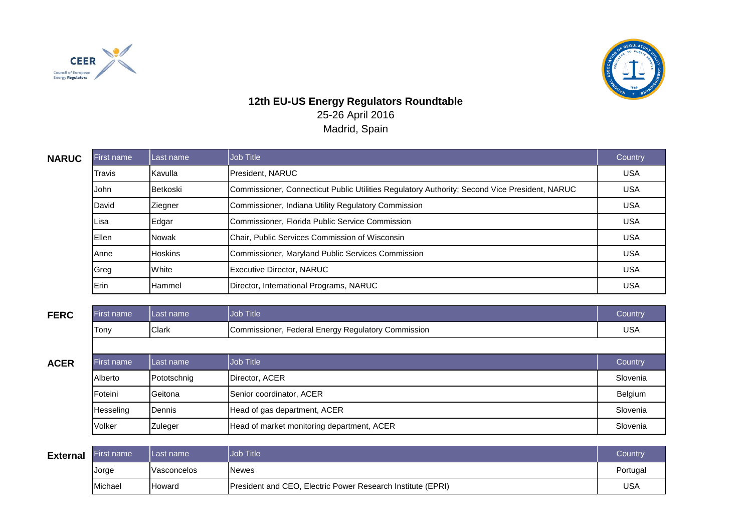**12th EU-US Energy Regulators Roundtable**

25-26 April 2016

Madrid, Spain

**NARUC**

| First name | Last name | Job Title | Country |
|---|---|---|---|
| Travis | Kavulla | President, NARUC | USA |
| John | Betkoski | Commissioner, Connecticut Public Utilities Regulatory Authority; Second Vice President, NARUC | USA |
| David | Ziegner | Commissioner, Indiana Utility Regulatory Commission | USA |
| Lisa | Edgar | Commissioner, Florida Public Service Commission | USA |
| Ellen | Nowak | Chair, Public Services Commission of Wisconsin | USA |
| Anne | Hoskins | Commissioner, Maryland Public Services Commission | USA |
| Greg | White | Executive Director, NARUC | USA |
| Erin | Hammel | Director, International Programs, NARUC | USA |

**FERC**

| First name | Last name | Job Title | Country |
|---|---|---|---|
| Tony | Clark | Commissioner, Federal Energy Regulatory Commission | USA |

**ACER**

| First name | Last name | Job Title | Country |
|---|---|---|---|
| Alberto | Pototschnig | Director, ACER | Slovenia |
| Foteini | Geitona | Senior coordinator, ACER | Belgium |
| Hesseling | Dennis | Head of gas department, ACER | Slovenia |
| Volker | Zuleger | Head of market monitoring department, ACER | Slovenia |

**External**

| First name | Last name | Job Title | Country |
|---|---|---|---|
| Jorge | Vasconcelos | Newes | Portugal |
| Michael | Howard | President and CEO, Electric Power Research Institute (EPRI) | USA |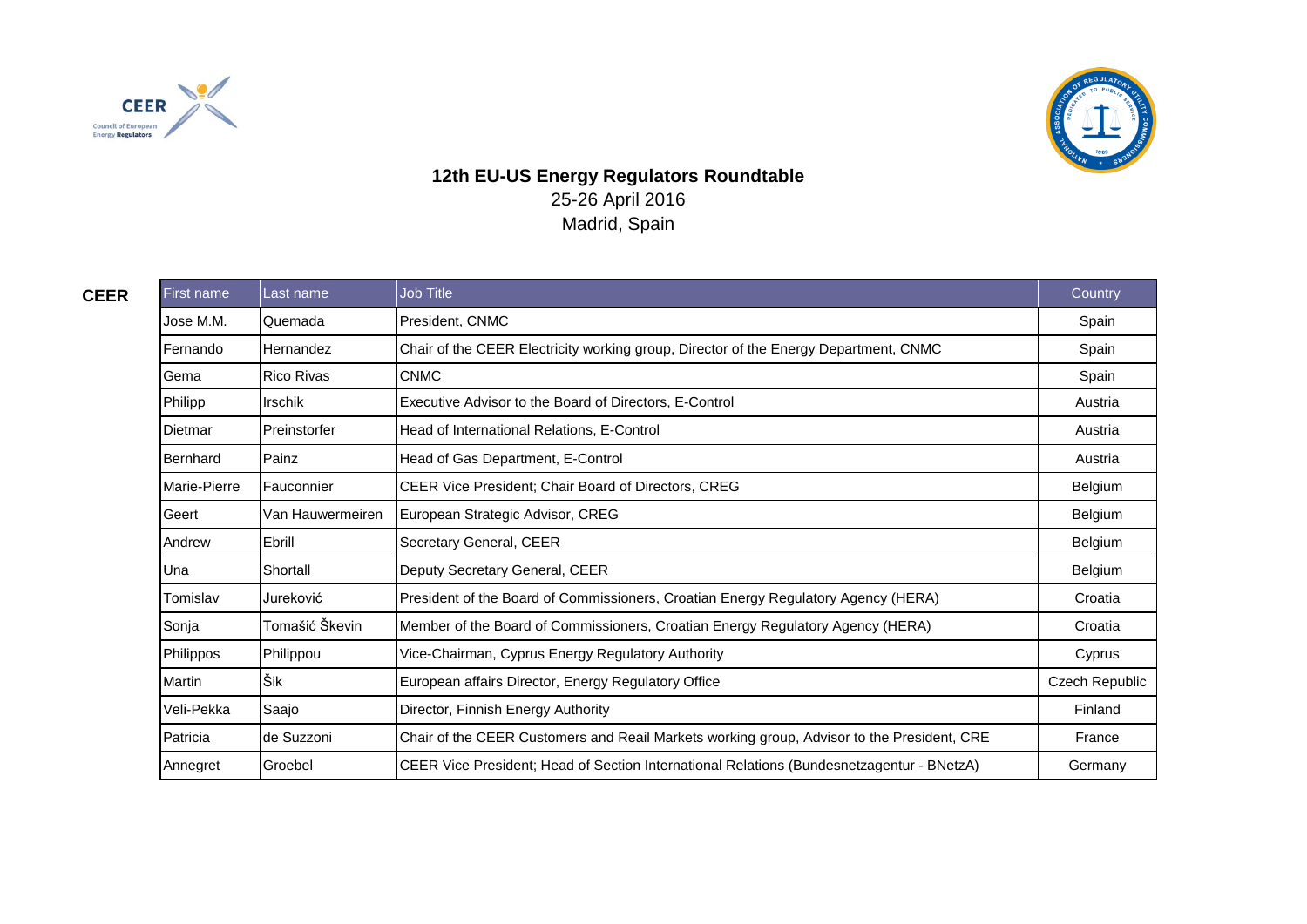**12th EU-US Energy Regulators Roundtable**
25-26 April 2016
Madrid, Spain

**CEER**

| First name | Last name | Job Title | Country |
|---|---|---|---|
| Jose M.M. | Quemada | President, CNMC | Spain |
| Fernando | Hernandez | Chair of the CEER Electricity working group, Director of the Energy Department, CNMC | Spain |
| Gema | Rico Rivas | CNMC | Spain |
| Philipp | Irschik | Executive Advisor to the Board of Directors, E-Control | Austria |
| Dietmar | Preinstorfer | Head of International Relations, E-Control | Austria |
| Bernhard | Painz | Head of Gas Department, E-Control | Austria |
| Marie-Pierre | Fauconnier | CEER Vice President; Chair Board of Directors, CREG | Belgium |
| Geert | Van Hauwermeiren | European Strategic Advisor, CREG | Belgium |
| Andrew | Ebrill | Secretary General, CEER | Belgium |
| Una | Shortall | Deputy Secretary General, CEER | Belgium |
| Tomislav | Jureković | President of the Board of Commissioners, Croatian Energy Regulatory Agency (HERA) | Croatia |
| Sonja | Tomašić Škevin | Member of the Board of Commissioners, Croatian Energy Regulatory Agency (HERA) | Croatia |
| Philippos | Philippou | Vice-Chairman, Cyprus Energy Regulatory Authority | Cyprus |
| Martin | Šik | European affairs Director, Energy Regulatory Office | Czech Republic |
| Veli-Pekka | Saajo | Director, Finnish Energy Authority | Finland |
| Patricia | de Suzzoni | Chair of the CEER Customers and Reail Markets working group, Advisor to the President, CRE | France |
| Annegret | Groebel | CEER Vice President; Head of Section International Relations (Bundesnetzagentur - BNetzA) | Germany |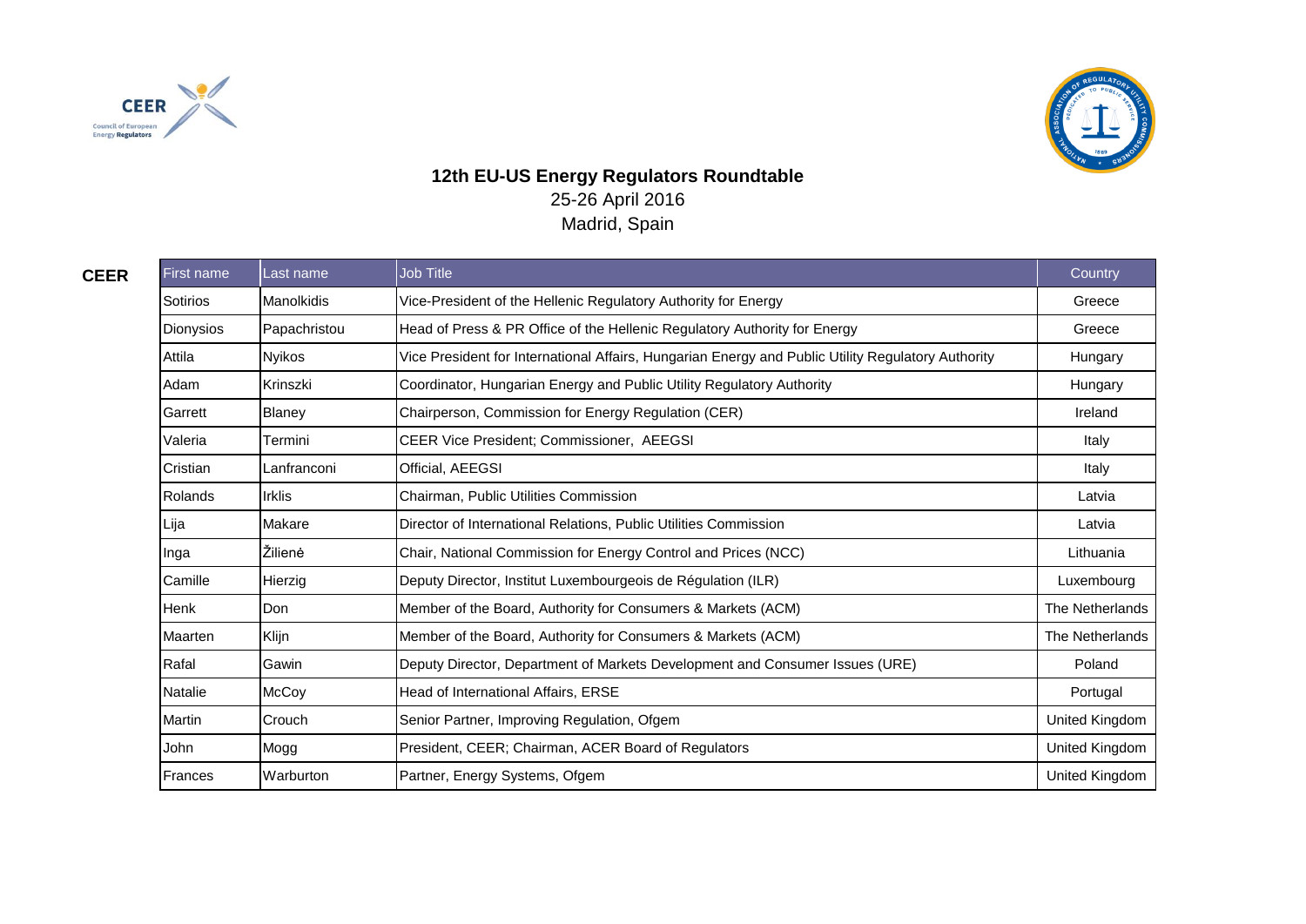**12th EU-US Energy Regulators Roundtable**
25-26 April 2016
Madrid, Spain

**CEER**

| First name | Last name | Job Title | Country |
|---|---|---|---|
| Sotirios | Manolkidis | Vice-President of the Hellenic Regulatory Authority for Energy | Greece |
| Dionysios | Papachristou | Head of Press & PR Office of the Hellenic Regulatory Authority for Energy | Greece |
| Attila | Nyikos | Vice President for International Affairs, Hungarian Energy and Public Utility Regulatory Authority | Hungary |
| Adam | Krinszki | Coordinator, Hungarian Energy and Public Utility Regulatory Authority | Hungary |
| Garrett | Blaney | Chairperson, Commission for Energy Regulation (CER) | Ireland |
| Valeria | Termini | CEER Vice President; Commissioner, AEEGSI | Italy |
| Cristian | Lanfranconi | Official, AEEGSI | Italy |
| Rolands | Irklis | Chairman, Public Utilities Commission | Latvia |
| Lija | Makare | Director of International Relations, Public Utilities Commission | Latvia |
| Inga | Žilienė | Chair, National Commission for Energy Control and Prices (NCC) | Lithuania |
| Camille | Hierzig | Deputy Director, Institut Luxembourgeois de Régulation (ILR) | Luxembourg |
| Henk | Don | Member of the Board, Authority for Consumers & Markets (ACM) | The Netherlands |
| Maarten | Klijn | Member of the Board, Authority for Consumers & Markets (ACM) | The Netherlands |
| Rafal | Gawin | Deputy Director, Department of Markets Development and Consumer Issues (URE) | Poland |
| Natalie | McCoy | Head of International Affairs, ERSE | Portugal |
| Martin | Crouch | Senior Partner, Improving Regulation, Ofgem | United Kingdom |
| John | Mogg | President, CEER; Chairman, ACER Board of Regulators | United Kingdom |
| Frances | Warburton | Partner, Energy Systems, Ofgem | United Kingdom |